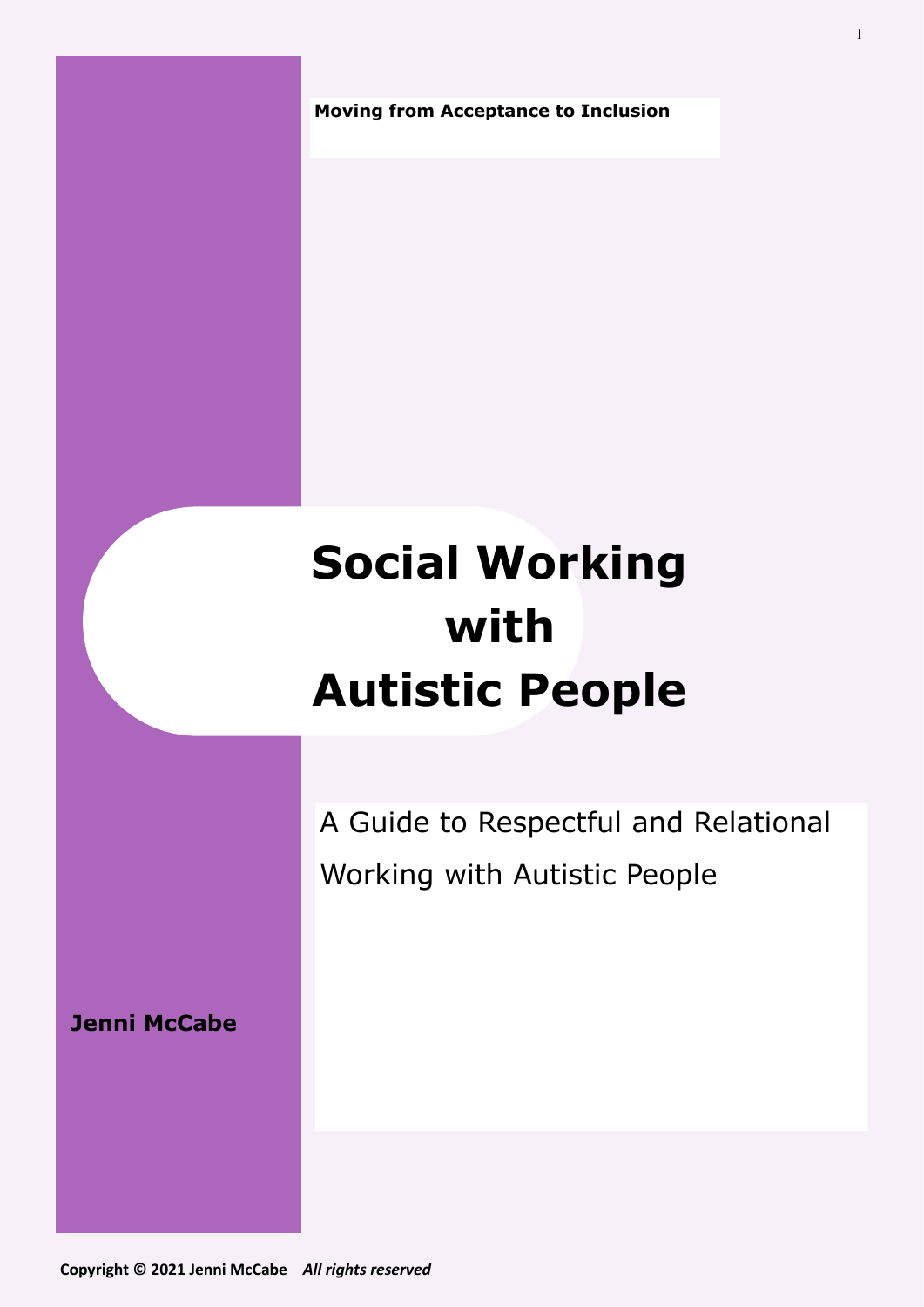**Moving from Acceptance to Inclusion**

# Social Working with Autistic People

A Guide to Respectful and Relational Working with Autistic People

**Jenni McCabe**

**Copyright © 2021 Jenni McCabe** ***All rights reserved***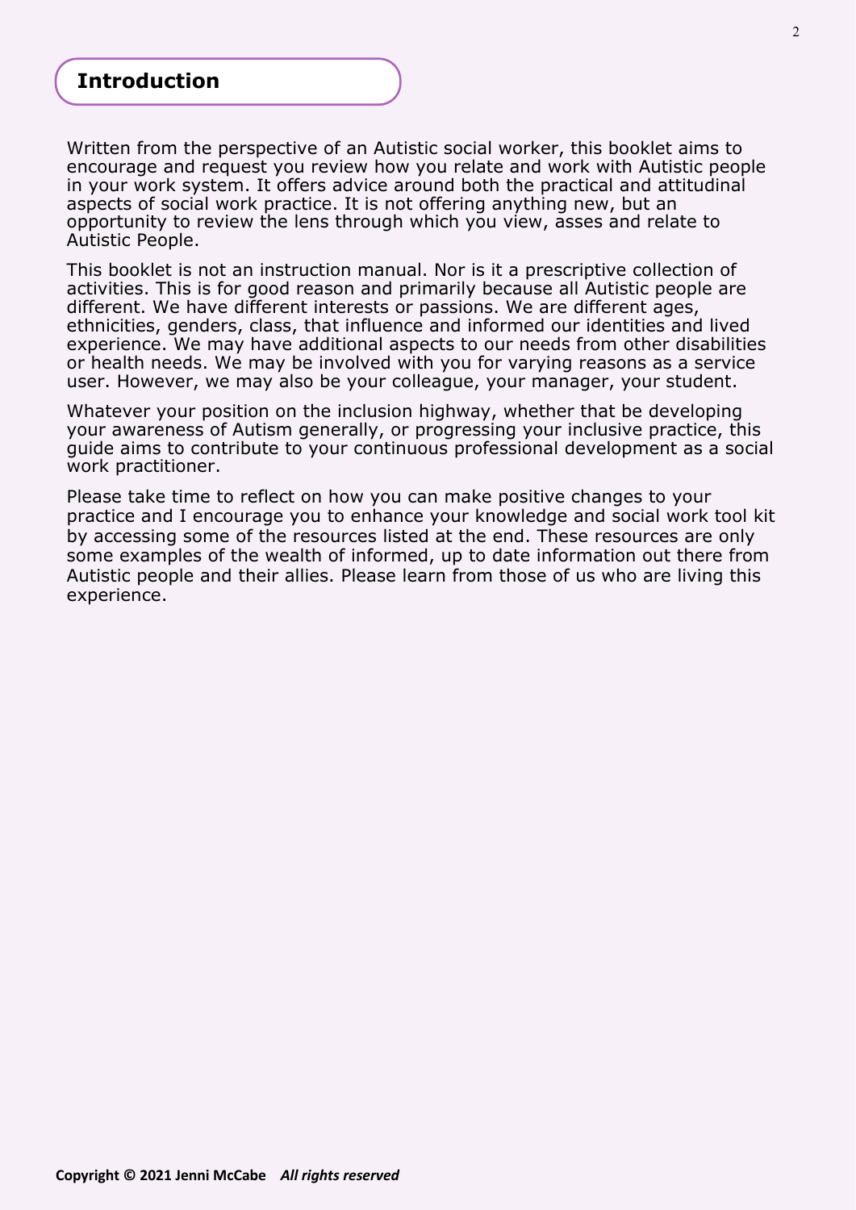## Introduction

Written from the perspective of an Autistic social worker, this booklet aims to encourage and request you review how you relate and work with Autistic people in your work system. It offers advice around both the practical and attitudinal aspects of social work practice. It is not offering anything new, but an opportunity to review the lens through which you view, asses and relate to Autistic People.

This booklet is not an instruction manual. Nor is it a prescriptive collection of activities. This is for good reason and primarily because all Autistic people are different. We have different interests or passions. We are different ages, ethnicities, genders, class, that influence and informed our identities and lived experience. We may have additional aspects to our needs from other disabilities or health needs. We may be involved with you for varying reasons as a service user. However, we may also be your colleague, your manager, your student.

Whatever your position on the inclusion highway, whether that be developing your awareness of Autism generally, or progressing your inclusive practice, this guide aims to contribute to your continuous professional development as a social work practitioner.

Please take time to reflect on how you can make positive changes to your practice and I encourage you to enhance your knowledge and social work tool kit by accessing some of the resources listed at the end. These resources are only some examples of the wealth of informed, up to date information out there from Autistic people and their allies. Please learn from those of us who are living this experience.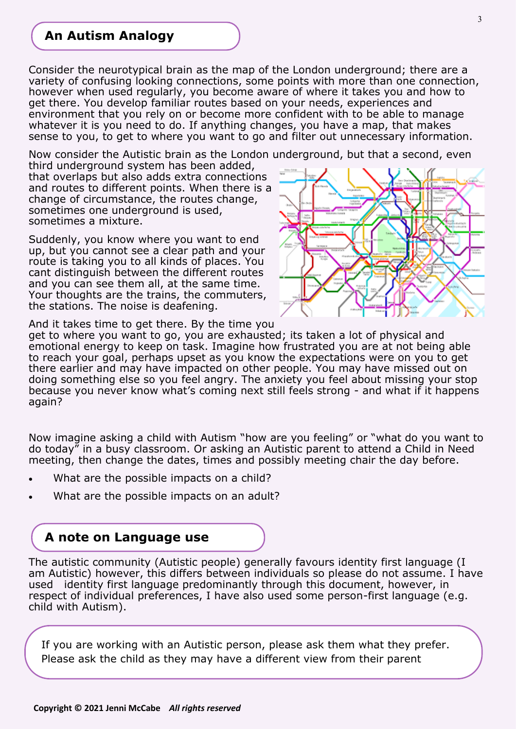## An Autism Analogy

Consider the neurotypical brain as the map of the London underground; there are a variety of confusing looking connections, some points with more than one connection, however when used regularly, you become aware of where it takes you and how to get there. You develop familiar routes based on your needs, experiences and environment that you rely on or become more confident with to be able to manage whatever it is you need to do. If anything changes, you have a map, that makes sense to you, to get to where you want to go and filter out unnecessary information.

Now consider the Autistic brain as the London underground, but that a second, even third underground system has been added, that overlaps but also adds extra connections and routes to different points. When there is a change of circumstance, the routes change, sometimes one underground is used, sometimes a mixture.

Suddenly, you know where you want to end up, but you cannot see a clear path and your route is taking you to all kinds of places. You cant distinguish between the different routes and you can see them all, at the same time. Your thoughts are the trains, the commuters, the stations. The noise is deafening.

And it takes time to get there. By the time you get to where you want to go, you are exhausted; its taken a lot of physical and emotional energy to keep on task. Imagine how frustrated you are at not being able to reach your goal, perhaps upset as you know the expectations were on you to get there earlier and may have impacted on other people. You may have missed out on doing something else so you feel angry. The anxiety you feel about missing your stop because you never know what's coming next still feels strong - and what if it happens again?

Now imagine asking a child with Autism "how are you feeling" or "what do you want to do today" in a busy classroom. Or asking an Autistic parent to attend a Child in Need meeting, then change the dates, times and possibly meeting chair the day before.

- What are the possible impacts on a child?
- What are the possible impacts on an adult?

## A note on Language use

The autistic community (Autistic people) generally favours identity first language (I am Autistic) however, this differs between individuals so please do not assume. I have used identity first language predominantly through this document, however, in respect of individual preferences, I have also used some person-first language (e.g. child with Autism).

If you are working with an Autistic person, please ask them what they prefer. Please ask the child as they may have a different view from their parent

**Copyright © 2021 Jenni McCabe** ***All rights reserved***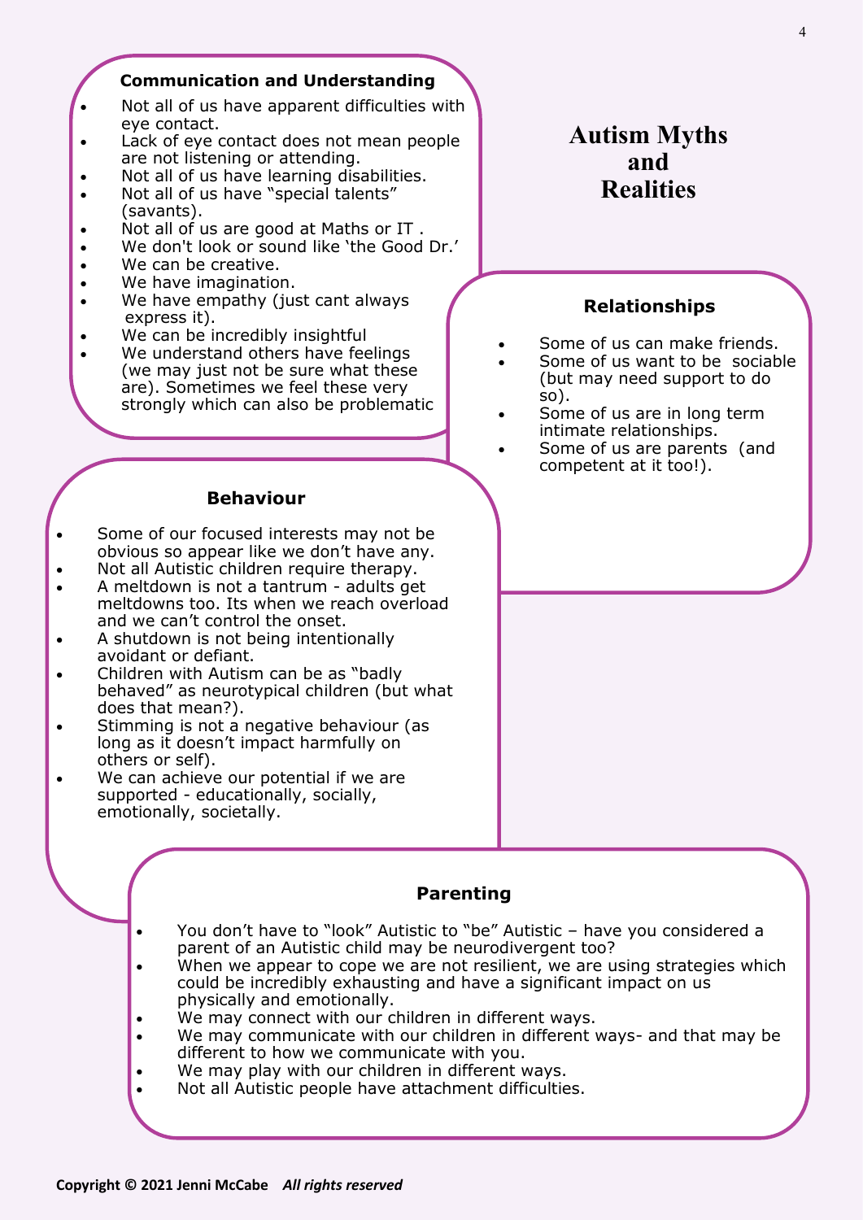# Autism Myths and Realities

### Communication and Understanding

- Not all of us have apparent difficulties with eye contact.
- Lack of eye contact does not mean people are not listening or attending.
- Not all of us have learning disabilities.
- Not all of us have "special talents" (savants).
- Not all of us are good at Maths or IT .
- We don't look or sound like 'the Good Dr.'
- We can be creative.
- We have imagination.
- We have empathy (just cant always express it).
- We can be incredibly insightful
- We understand others have feelings (we may just not be sure what these are). Sometimes we feel these very strongly which can also be problematic

### Relationships

- Some of us can make friends.
- Some of us want to be sociable (but may need support to do so).
- Some of us are in long term intimate relationships.
- Some of us are parents (and competent at it too!).

### Behaviour

- Some of our focused interests may not be obvious so appear like we don't have any.
- Not all Autistic children require therapy.
- A meltdown is not a tantrum - adults get meltdowns too. Its when we reach overload and we can't control the onset.
- A shutdown is not being intentionally avoidant or defiant.
- Children with Autism can be as "badly behaved" as neurotypical children (but what does that mean?).
- Stimming is not a negative behaviour (as long as it doesn't impact harmfully on others or self).
- We can achieve our potential if we are supported - educationally, socially, emotionally, societally.

### Parenting

- You don't have to "look" Autistic to "be" Autistic – have you considered a parent of an Autistic child may be neurodivergent too?
- When we appear to cope we are not resilient, we are using strategies which could be incredibly exhausting and have a significant impact on us physically and emotionally.
- We may connect with our children in different ways.
- We may communicate with our children in different ways- and that may be different to how we communicate with you.
- We may play with our children in different ways.
- Not all Autistic people have attachment difficulties.

**Copyright © 2021 Jenni McCabe** ***All rights reserved***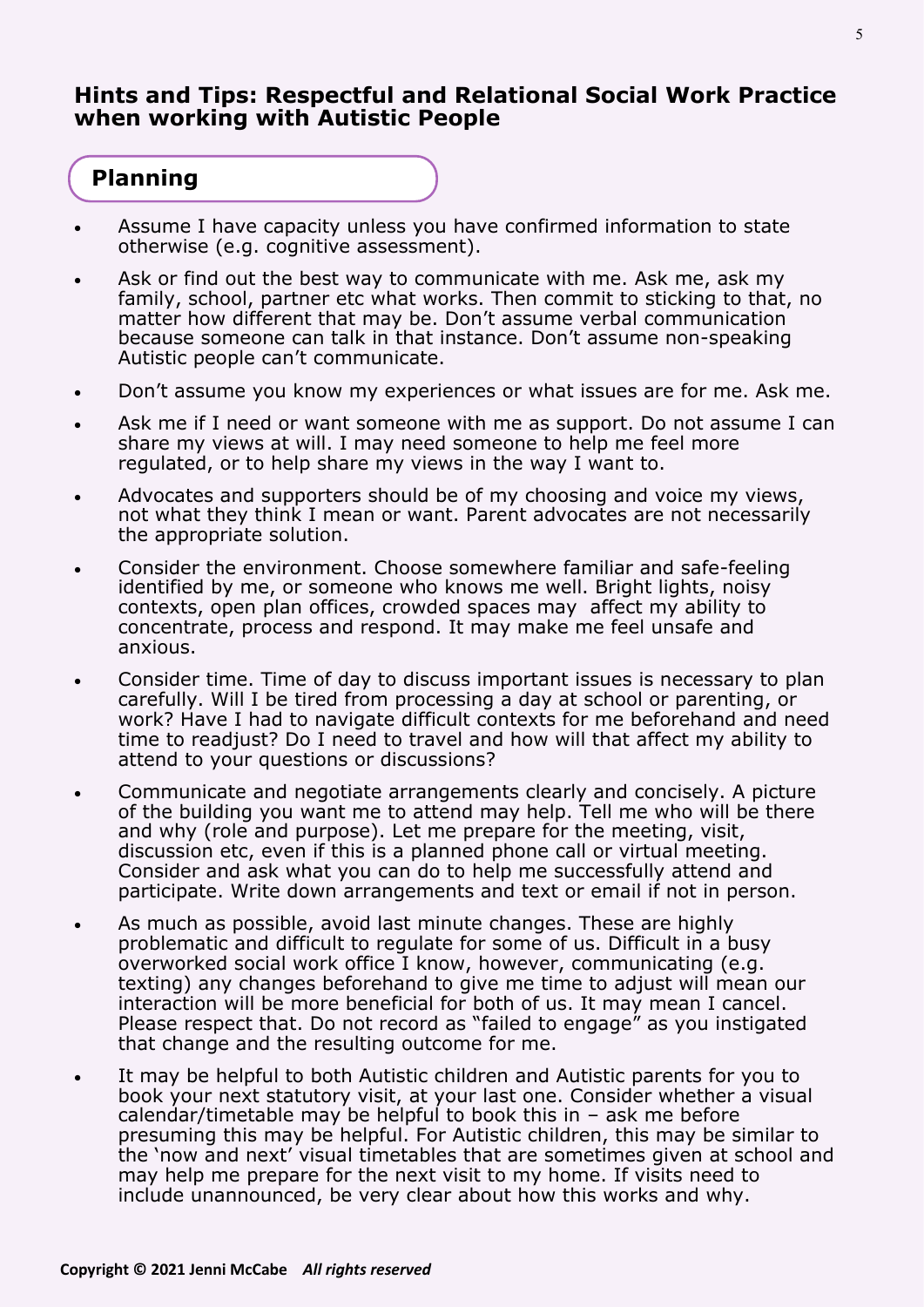## Hints and Tips: Respectful and Relational Social Work Practice when working with Autistic People

### Planning

- Assume I have capacity unless you have confirmed information to state otherwise (e.g. cognitive assessment).
- Ask or find out the best way to communicate with me. Ask me, ask my family, school, partner etc what works. Then commit to sticking to that, no matter how different that may be. Don't assume verbal communication because someone can talk in that instance. Don't assume non-speaking Autistic people can't communicate.
- Don't assume you know my experiences or what issues are for me. Ask me.
- Ask me if I need or want someone with me as support. Do not assume I can share my views at will. I may need someone to help me feel more regulated, or to help share my views in the way I want to.
- Advocates and supporters should be of my choosing and voice my views, not what they think I mean or want. Parent advocates are not necessarily the appropriate solution.
- Consider the environment. Choose somewhere familiar and safe-feeling identified by me, or someone who knows me well. Bright lights, noisy contexts, open plan offices, crowded spaces may affect my ability to concentrate, process and respond. It may make me feel unsafe and anxious.
- Consider time. Time of day to discuss important issues is necessary to plan carefully. Will I be tired from processing a day at school or parenting, or work? Have I had to navigate difficult contexts for me beforehand and need time to readjust? Do I need to travel and how will that affect my ability to attend to your questions or discussions?
- Communicate and negotiate arrangements clearly and concisely. A picture of the building you want me to attend may help. Tell me who will be there and why (role and purpose). Let me prepare for the meeting, visit, discussion etc, even if this is a planned phone call or virtual meeting. Consider and ask what you can do to help me successfully attend and participate. Write down arrangements and text or email if not in person.
- As much as possible, avoid last minute changes. These are highly problematic and difficult to regulate for some of us. Difficult in a busy overworked social work office I know, however, communicating (e.g. texting) any changes beforehand to give me time to adjust will mean our interaction will be more beneficial for both of us. It may mean I cancel. Please respect that. Do not record as "failed to engage" as you instigated that change and the resulting outcome for me.
- It may be helpful to both Autistic children and Autistic parents for you to book your next statutory visit, at your last one. Consider whether a visual calendar/timetable may be helpful to book this in – ask me before presuming this may be helpful. For Autistic children, this may be similar to the 'now and next' visual timetables that are sometimes given at school and may help me prepare for the next visit to my home. If visits need to include unannounced, be very clear about how this works and why.

**Copyright © 2021 Jenni McCabe** ***All rights reserved***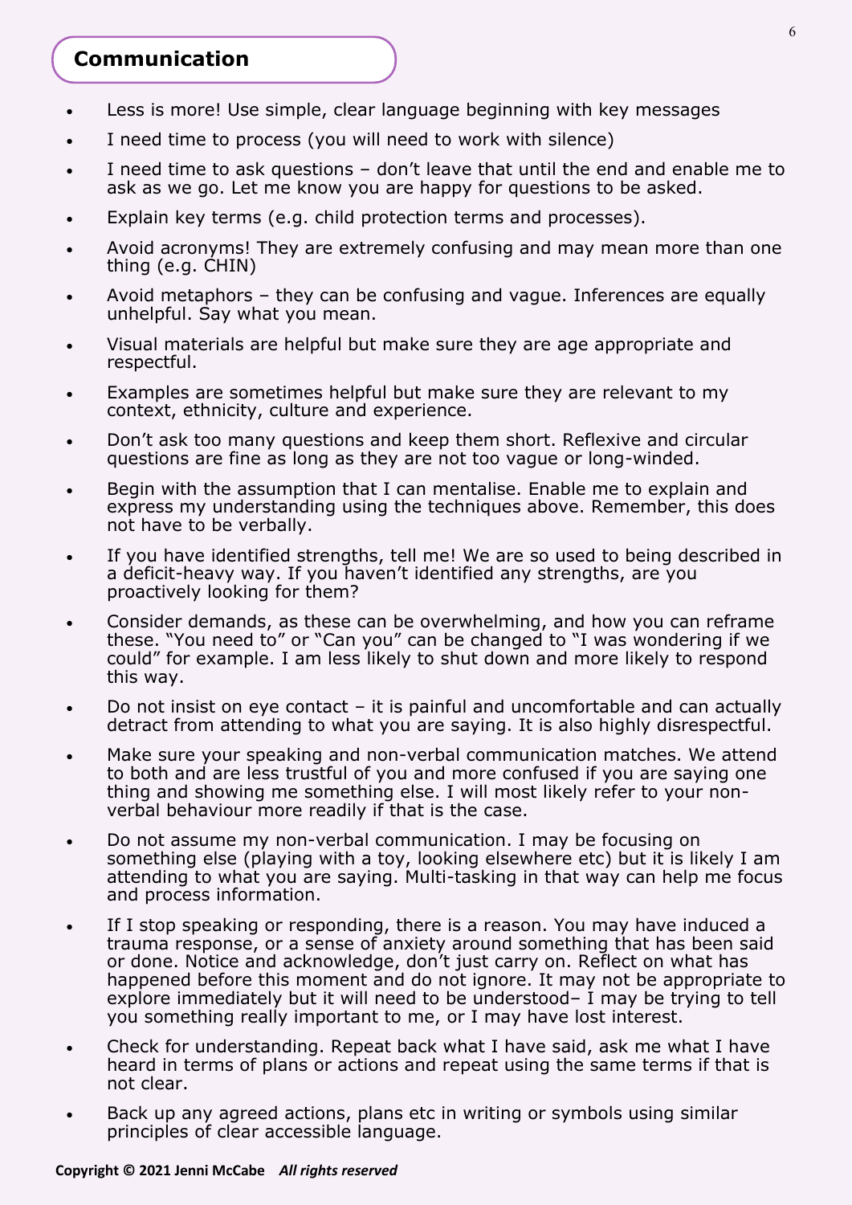## Communication

- Less is more! Use simple, clear language beginning with key messages
- I need time to process (you will need to work with silence)
- I need time to ask questions – don't leave that until the end and enable me to ask as we go. Let me know you are happy for questions to be asked.
- Explain key terms (e.g. child protection terms and processes).
- Avoid acronyms! They are extremely confusing and may mean more than one thing (e.g. CHIN)
- Avoid metaphors – they can be confusing and vague. Inferences are equally unhelpful. Say what you mean.
- Visual materials are helpful but make sure they are age appropriate and respectful.
- Examples are sometimes helpful but make sure they are relevant to my context, ethnicity, culture and experience.
- Don't ask too many questions and keep them short. Reflexive and circular questions are fine as long as they are not too vague or long-winded.
- Begin with the assumption that I can mentalise. Enable me to explain and express my understanding using the techniques above. Remember, this does not have to be verbally.
- If you have identified strengths, tell me! We are so used to being described in a deficit-heavy way. If you haven't identified any strengths, are you proactively looking for them?
- Consider demands, as these can be overwhelming, and how you can reframe these. "You need to" or "Can you" can be changed to "I was wondering if we could" for example. I am less likely to shut down and more likely to respond this way.
- Do not insist on eye contact – it is painful and uncomfortable and can actually detract from attending to what you are saying. It is also highly disrespectful.
- Make sure your speaking and non-verbal communication matches. We attend to both and are less trustful of you and more confused if you are saying one thing and showing me something else. I will most likely refer to your non-verbal behaviour more readily if that is the case.
- Do not assume my non-verbal communication. I may be focusing on something else (playing with a toy, looking elsewhere etc) but it is likely I am attending to what you are saying. Multi-tasking in that way can help me focus and process information.
- If I stop speaking or responding, there is a reason. You may have induced a trauma response, or a sense of anxiety around something that has been said or done. Notice and acknowledge, don't just carry on. Reflect on what has happened before this moment and do not ignore. It may not be appropriate to explore immediately but it will need to be understood– I may be trying to tell you something really important to me, or I may have lost interest.
- Check for understanding. Repeat back what I have said, ask me what I have heard in terms of plans or actions and repeat using the same terms if that is not clear.
- Back up any agreed actions, plans etc in writing or symbols using similar principles of clear accessible language.

**Copyright © 2021 Jenni McCabe** ***All rights reserved***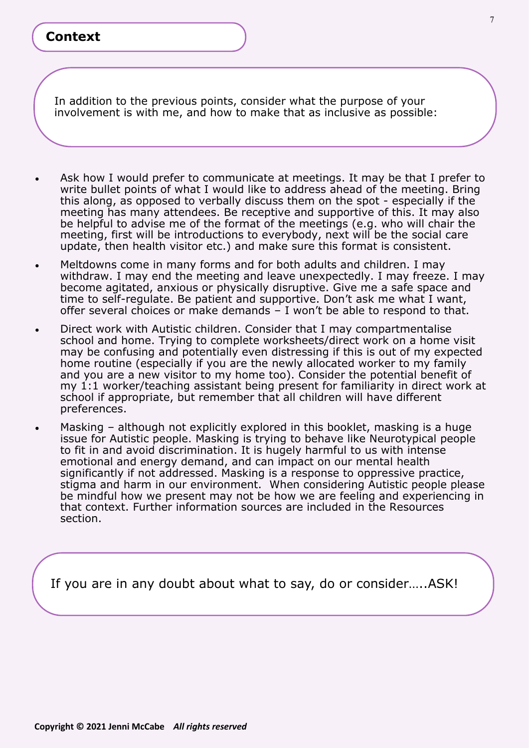## Context

In addition to the previous points, consider what the purpose of your involvement is with me, and how to make that as inclusive as possible:

- Ask how I would prefer to communicate at meetings. It may be that I prefer to write bullet points of what I would like to address ahead of the meeting. Bring this along, as opposed to verbally discuss them on the spot - especially if the meeting has many attendees. Be receptive and supportive of this. It may also be helpful to advise me of the format of the meetings (e.g. who will chair the meeting, first will be introductions to everybody, next will be the social care update, then health visitor etc.) and make sure this format is consistent.
- Meltdowns come in many forms and for both adults and children. I may withdraw. I may end the meeting and leave unexpectedly. I may freeze. I may become agitated, anxious or physically disruptive. Give me a safe space and time to self-regulate. Be patient and supportive. Don't ask me what I want, offer several choices or make demands – I won't be able to respond to that.
- Direct work with Autistic children. Consider that I may compartmentalise school and home. Trying to complete worksheets/direct work on a home visit may be confusing and potentially even distressing if this is out of my expected home routine (especially if you are the newly allocated worker to my family and you are a new visitor to my home too). Consider the potential benefit of my 1:1 worker/teaching assistant being present for familiarity in direct work at school if appropriate, but remember that all children will have different preferences.
- Masking – although not explicitly explored in this booklet, masking is a huge issue for Autistic people. Masking is trying to behave like Neurotypical people to fit in and avoid discrimination. It is hugely harmful to us with intense emotional and energy demand, and can impact on our mental health significantly if not addressed. Masking is a response to oppressive practice, stigma and harm in our environment. When considering Autistic people please be mindful how we present may not be how we are feeling and experiencing in that context. Further information sources are included in the Resources section.

If you are in any doubt about what to say, do or consider…..ASK!

**Copyright © 2021 Jenni McCabe** ***All rights reserved***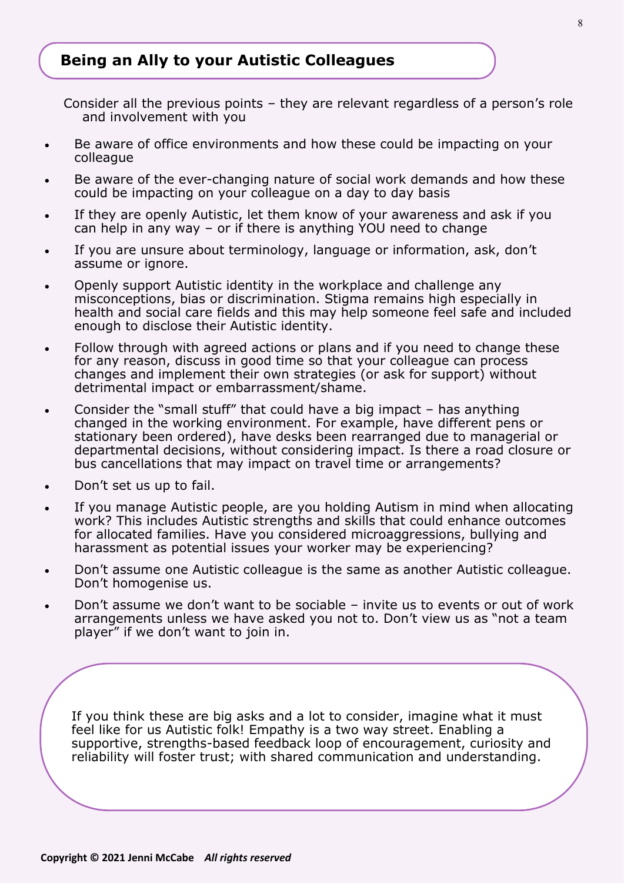## Being an Ally to your Autistic Colleagues

Consider all the previous points – they are relevant regardless of a person's role and involvement with you

- Be aware of office environments and how these could be impacting on your colleague
- Be aware of the ever-changing nature of social work demands and how these could be impacting on your colleague on a day to day basis
- If they are openly Autistic, let them know of your awareness and ask if you can help in any way – or if there is anything YOU need to change
- If you are unsure about terminology, language or information, ask, don't assume or ignore.
- Openly support Autistic identity in the workplace and challenge any misconceptions, bias or discrimination. Stigma remains high especially in health and social care fields and this may help someone feel safe and included enough to disclose their Autistic identity.
- Follow through with agreed actions or plans and if you need to change these for any reason, discuss in good time so that your colleague can process changes and implement their own strategies (or ask for support) without detrimental impact or embarrassment/shame.
- Consider the "small stuff" that could have a big impact – has anything changed in the working environment. For example, have different pens or stationary been ordered), have desks been rearranged due to managerial or departmental decisions, without considering impact. Is there a road closure or bus cancellations that may impact on travel time or arrangements?
- Don't set us up to fail.
- If you manage Autistic people, are you holding Autism in mind when allocating work? This includes Autistic strengths and skills that could enhance outcomes for allocated families. Have you considered microaggressions, bullying and harassment as potential issues your worker may be experiencing?
- Don't assume one Autistic colleague is the same as another Autistic colleague. Don't homogenise us.
- Don't assume we don't want to be sociable – invite us to events or out of work arrangements unless we have asked you not to. Don't view us as "not a team player" if we don't want to join in.

If you think these are big asks and a lot to consider, imagine what it must feel like for us Autistic folk! Empathy is a two way street. Enabling a supportive, strengths-based feedback loop of encouragement, curiosity and reliability will foster trust; with shared communication and understanding.

**Copyright © 2021 Jenni McCabe** ***All rights reserved***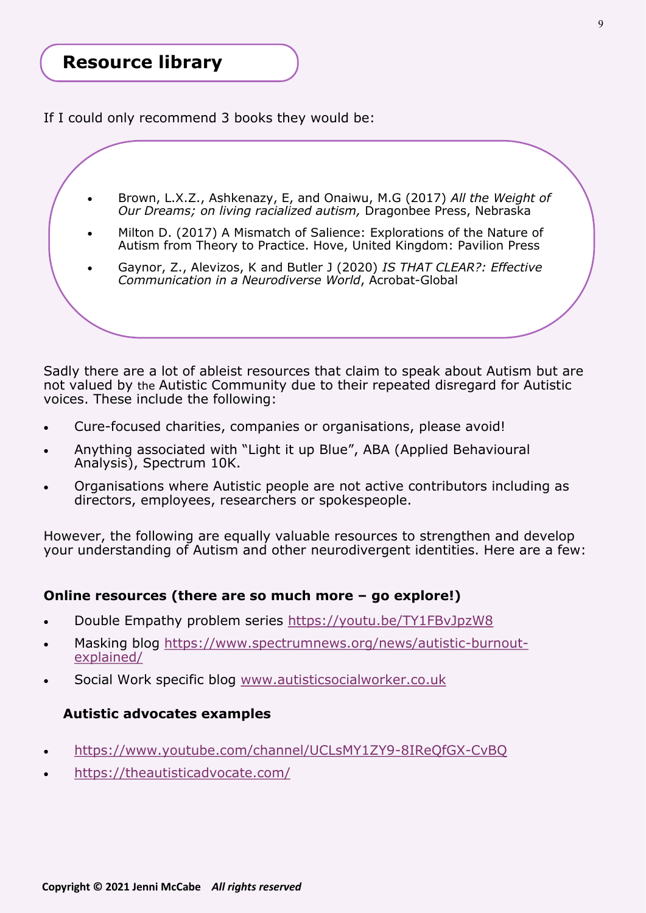## Resource library

If I could only recommend 3 books they would be:

- Brown, L.X.Z., Ashkenazy, E, and Onaiwu, M.G (2017) *All the Weight of Our Dreams; on living racialized autism,* Dragonbee Press, Nebraska
- Milton D. (2017) A Mismatch of Salience: Explorations of the Nature of Autism from Theory to Practice. Hove, United Kingdom: Pavilion Press
- Gaynor, Z., Alevizos, K and Butler J (2020) *IS THAT CLEAR?: Effective Communication in a Neurodiverse World*, Acrobat-Global

Sadly there are a lot of ableist resources that claim to speak about Autism but are not valued by the Autistic Community due to their repeated disregard for Autistic voices. These include the following:

- Cure-focused charities, companies or organisations, please avoid!
- Anything associated with "Light it up Blue", ABA (Applied Behavioural Analysis), Spectrum 10K.
- Organisations where Autistic people are not active contributors including as directors, employees, researchers or spokespeople.

However, the following are equally valuable resources to strengthen and develop your understanding of Autism and other neurodivergent identities. Here are a few:

**Online resources (there are so much more – go explore!)**

- Double Empathy problem series https://youtu.be/TY1FBvJpzW8
- Masking blog https://www.spectrumnews.org/news/autistic-burnout-explained/
- Social Work specific blog www.autisticsocialworker.co.uk

**Autistic advocates examples**

- https://www.youtube.com/channel/UCLsMY1ZY9-8IReQfGX-CvBQ
- https://theautisticadvocate.com/

**Copyright © 2021 Jenni McCabe** ***All rights reserved***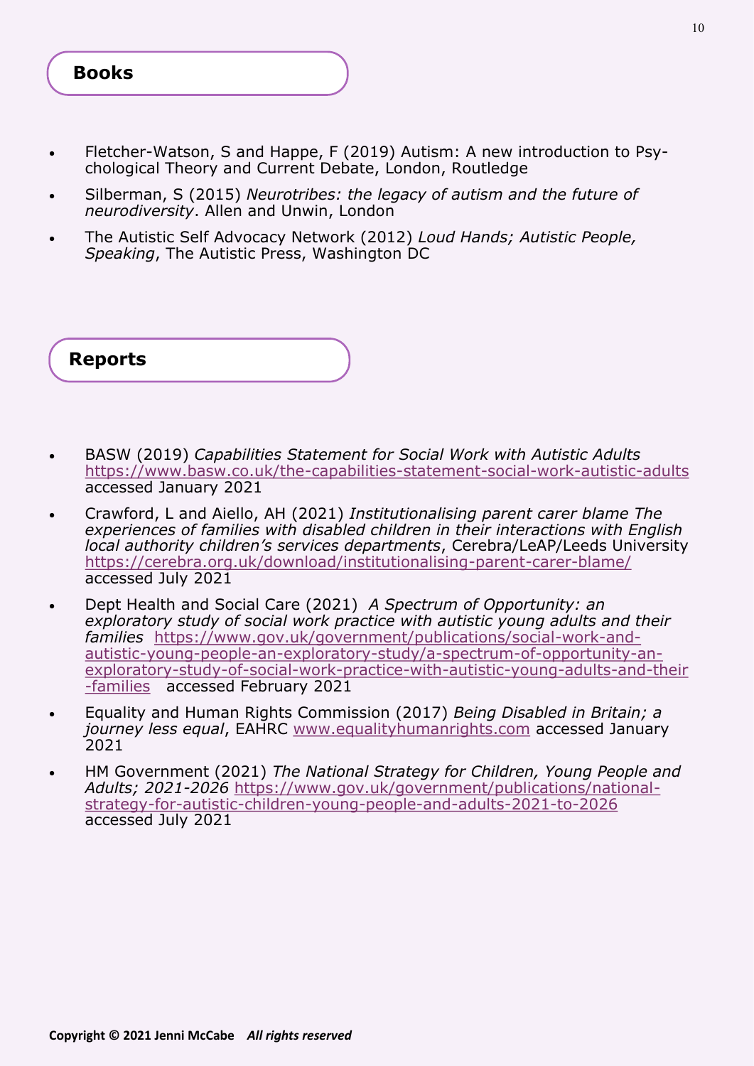## Books

- Fletcher-Watson, S and Happe, F (2019) Autism: A new introduction to Psychological Theory and Current Debate, London, Routledge
- Silberman, S (2015) *Neurotribes: the legacy of autism and the future of neurodiversity*. Allen and Unwin, London
- The Autistic Self Advocacy Network (2012) *Loud Hands; Autistic People, Speaking*, The Autistic Press, Washington DC

## Reports

- BASW (2019) *Capabilities Statement for Social Work with Autistic Adults* https://www.basw.co.uk/the-capabilities-statement-social-work-autistic-adults accessed January 2021
- Crawford, L and Aiello, AH (2021) *Institutionalising parent carer blame The experiences of families with disabled children in their interactions with English local authority children's services departments*, Cerebra/LeAP/Leeds University https://cerebra.org.uk/download/institutionalising-parent-carer-blame/ accessed July 2021
- Dept Health and Social Care (2021) *A Spectrum of Opportunity: an exploratory study of social work practice with autistic young adults and their families* https://www.gov.uk/government/publications/social-work-and-autistic-young-people-an-exploratory-study/a-spectrum-of-opportunity-an-exploratory-study-of-social-work-practice-with-autistic-young-adults-and-their-families accessed February 2021
- Equality and Human Rights Commission (2017) *Being Disabled in Britain; a journey less equal*, EAHRC www.equalityhumanrights.com accessed January 2021
- HM Government (2021) *The National Strategy for Children, Young People and Adults; 2021-2026* https://www.gov.uk/government/publications/national-strategy-for-autistic-children-young-people-and-adults-2021-to-2026 accessed July 2021

**Copyright © 2021 Jenni McCabe** ***All rights reserved***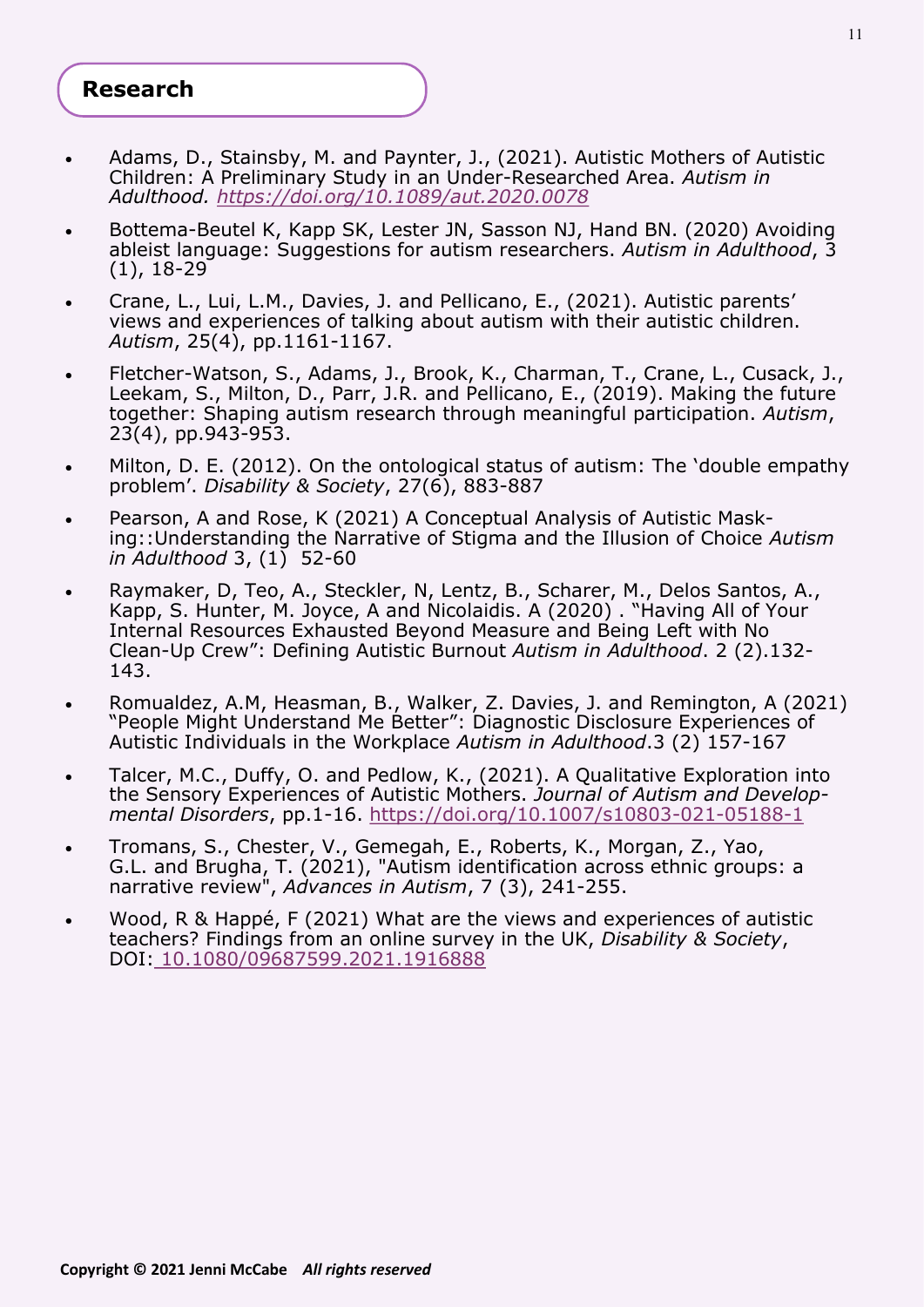## Research

- Adams, D., Stainsby, M. and Paynter, J., (2021). Autistic Mothers of Autistic Children: A Preliminary Study in an Under-Researched Area. *Autism in Adulthood. https://doi.org/10.1089/aut.2020.0078*
- Bottema-Beutel K, Kapp SK, Lester JN, Sasson NJ, Hand BN. (2020) Avoiding ableist language: Suggestions for autism researchers. *Autism in Adulthood*, 3 (1), 18-29
- Crane, L., Lui, L.M., Davies, J. and Pellicano, E., (2021). Autistic parents' views and experiences of talking about autism with their autistic children. *Autism*, 25(4), pp.1161-1167.
- Fletcher-Watson, S., Adams, J., Brook, K., Charman, T., Crane, L., Cusack, J., Leekam, S., Milton, D., Parr, J.R. and Pellicano, E., (2019). Making the future together: Shaping autism research through meaningful participation. *Autism*, 23(4), pp.943-953.
- Milton, D. E. (2012). On the ontological status of autism: The 'double empathy problem'. *Disability & Society*, 27(6), 883-887
- Pearson, A and Rose, K (2021) A Conceptual Analysis of Autistic Masking::Understanding the Narrative of Stigma and the Illusion of Choice *Autism in Adulthood* 3, (1) 52-60
- Raymaker, D, Teo, A., Steckler, N, Lentz, B., Scharer, M., Delos Santos, A., Kapp, S. Hunter, M. Joyce, A and Nicolaidis. A (2020) . "Having All of Your Internal Resources Exhausted Beyond Measure and Being Left with No Clean-Up Crew": Defining Autistic Burnout *Autism in Adulthood*. 2 (2).132-143.
- Romualdez, A.M, Heasman, B., Walker, Z. Davies, J. and Remington, A (2021) "People Might Understand Me Better": Diagnostic Disclosure Experiences of Autistic Individuals in the Workplace *Autism in Adulthood*.3 (2) 157-167
- Talcer, M.C., Duffy, O. and Pedlow, K., (2021). A Qualitative Exploration into the Sensory Experiences of Autistic Mothers. *Journal of Autism and Developmental Disorders*, pp.1-16. https://doi.org/10.1007/s10803-021-05188-1
- Tromans, S., Chester, V., Gemegah, E., Roberts, K., Morgan, Z., Yao, G.L. and Brugha, T. (2021), "Autism identification across ethnic groups: a narrative review", *Advances in Autism*, 7 (3), 241-255.
- Wood, R & Happé, F (2021) What are the views and experiences of autistic teachers? Findings from an online survey in the UK, *Disability & Society*, DOI: 10.1080/09687599.2021.1916888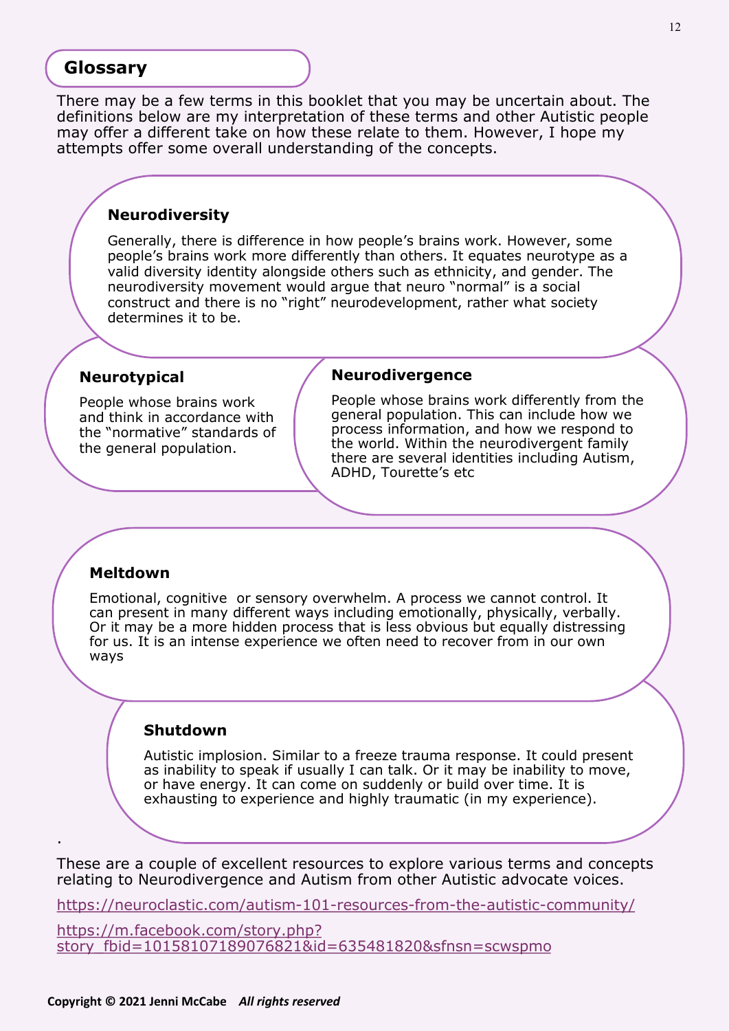## Glossary

There may be a few terms in this booklet that you may be uncertain about. The definitions below are my interpretation of these terms and other Autistic people may offer a different take on how these relate to them. However, I hope my attempts offer some overall understanding of the concepts.

### Neurodiversity

Generally, there is difference in how people's brains work. However, some people's brains work more differently than others. It equates neurotype as a valid diversity identity alongside others such as ethnicity, and gender. The neurodiversity movement would argue that neuro "normal" is a social construct and there is no "right" neurodevelopment, rather what society determines it to be.

### Neurotypical

People whose brains work and think in accordance with the "normative" standards of the general population.

### Neurodivergence

People whose brains work differently from the general population. This can include how we process information, and how we respond to the world. Within the neurodivergent family there are several identities including Autism, ADHD, Tourette's etc

### Meltdown

Emotional, cognitive or sensory overwhelm. A process we cannot control. It can present in many different ways including emotionally, physically, verbally. Or it may be a more hidden process that is less obvious but equally distressing for us. It is an intense experience we often need to recover from in our own ways

### Shutdown

Autistic implosion. Similar to a freeze trauma response. It could present as inability to speak if usually I can talk. Or it may be inability to move, or have energy. It can come on suddenly or build over time. It is exhausting to experience and highly traumatic (in my experience).

.

These are a couple of excellent resources to explore various terms and concepts relating to Neurodivergence and Autism from other Autistic advocate voices.

https://neuroclastic.com/autism-101-resources-from-the-autistic-community/

https://m.facebook.com/story.php?story_fbid=10158107189076821&id=635481820&sfnsn=scwspmo

**Copyright © 2021 Jenni McCabe** ***All rights reserved***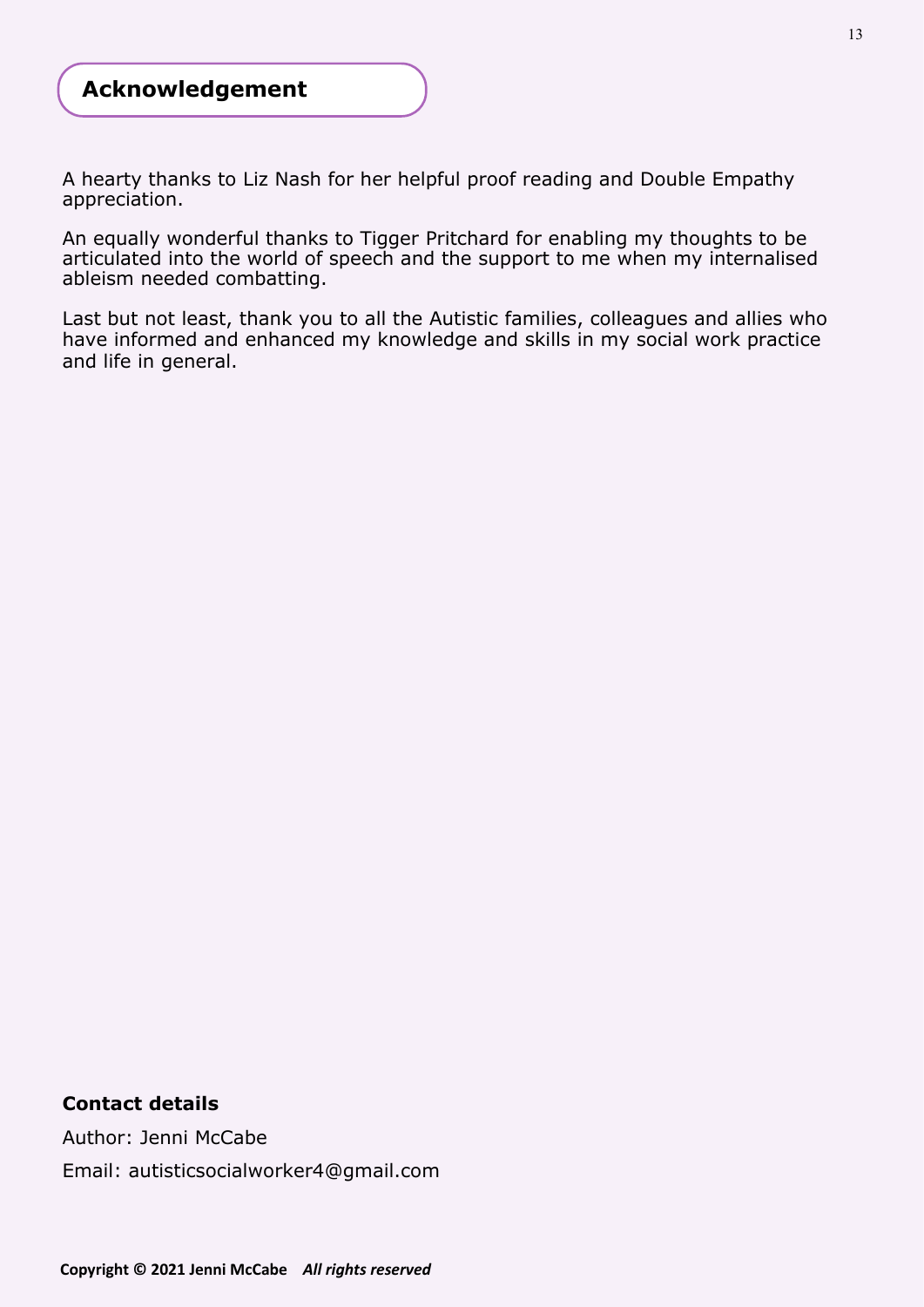## Acknowledgement

A hearty thanks to Liz Nash for her helpful proof reading and Double Empathy appreciation.

An equally wonderful thanks to Tigger Pritchard for enabling my thoughts to be articulated into the world of speech and the support to me when my internalised ableism needed combatting.

Last but not least, thank you to all the Autistic families, colleagues and allies who have informed and enhanced my knowledge and skills in my social work practice and life in general.

**Contact details**

Author: Jenni McCabe

Email: autisticsocialworker4@gmail.com

**Copyright © 2021 Jenni McCabe** ***All rights reserved***